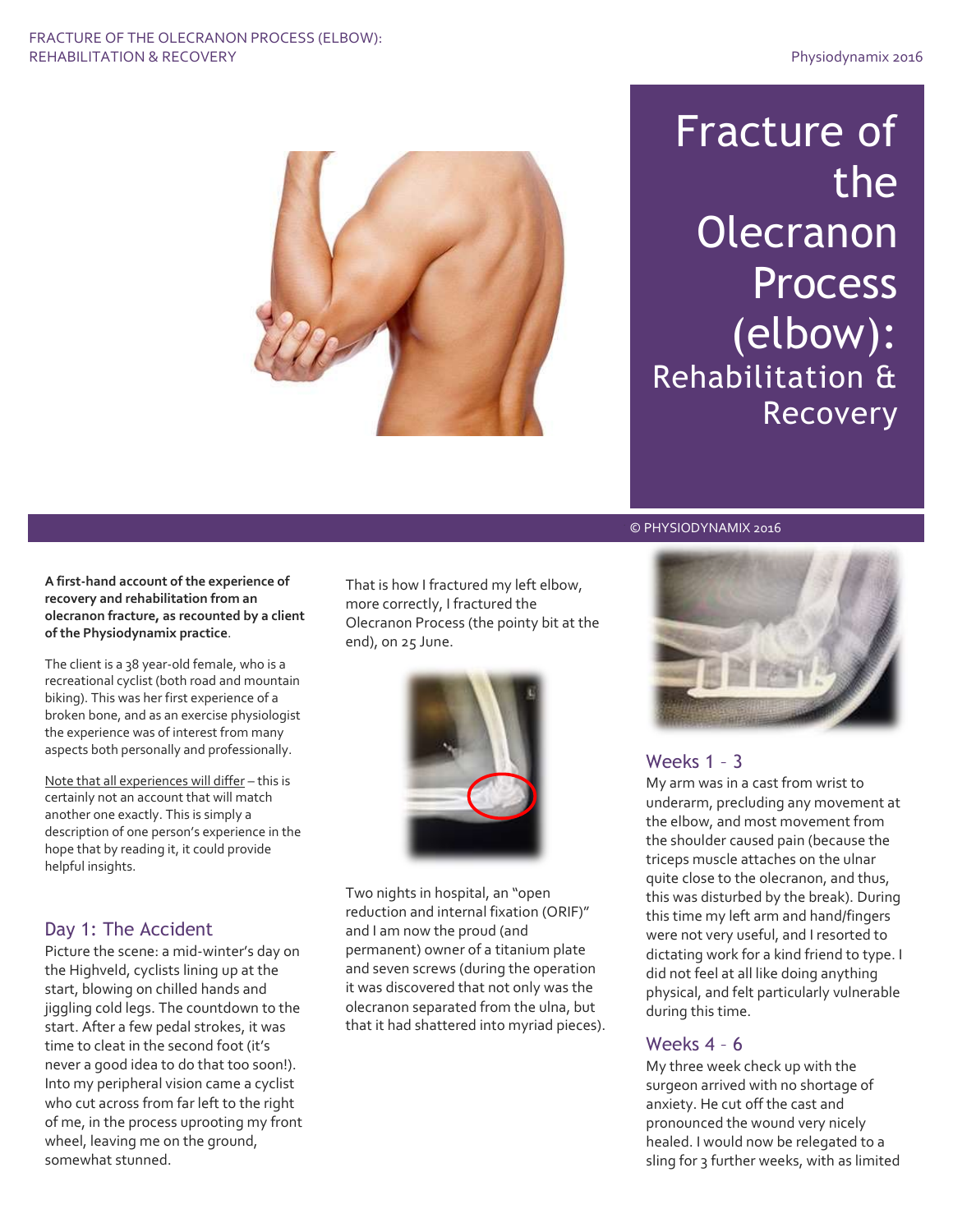# Fracture of the Olecranon Process (elbow): Rehabilitation & Recovery

© PHYSIODYNAMIX 2016

**A first-hand account of the experience of recovery and rehabilitation from an olecranon fracture, as recounted by a client of the Physiodynamix practice.**

The client is a 38 year-old female, who is a recreational cyclist (both road and mountain biking). This was her first experience of a broken bone, and as an exercise physiologist the experience was of interest from many aspects both personally and professionally.

Note that all experiences will differ – this is certainly not an account that will match another one exactly. This is simply a description of one person's experience in the hope that by reading it, it could provide helpful insights.

## Day 1: The Accident

Picture the scene: a mid-winter's day on the Highveld, cyclists lining up at the start, blowing on chilled hands and jiggling cold legs. The countdown to the start. After a few pedal strokes, it was time to cleat in the second foot (it's never a good idea to do that too soon!). Into my peripheral vision came a cyclist who cut across from far left to the right of me, in the process uprooting my front wheel, leaving me on the ground, somewhat stunned.

That is how I fractured my left elbow, more correctly, I fractured the Olecranon Process (the pointy bit at the end), on 25 June.

Two nights in hospital, an "open reduction and internal fixation (ORIF)" and I am now the proud (and permanent) owner of a titanium plate and seven screws (during the operation it was discovered that not only was the olecranon separated from the ulna, but that it had shattered into myriad pieces).

## Weeks 1 - 3

My arm was in a cast from wrist to underarm, precluding any movement at the elbow, and most movement from the shoulder caused pain (because the triceps muscle attaches on the ulnar quite close to the olecranon, and thus, this was disturbed by the break). During this time my left arm and hand/fingers were not very useful, and I resorted to dictating work for a kind friend to type. I did not feel at all like doing anything physical, and felt particularly vulnerable during this time.

## Weeks 4 - 6

My three week check up with the surgeon arrived with no shortage of anxiety. He cut off the cast and pronounced the wound very nicely healed. I would now be relegated to a sling for 3 further weeks, with as limited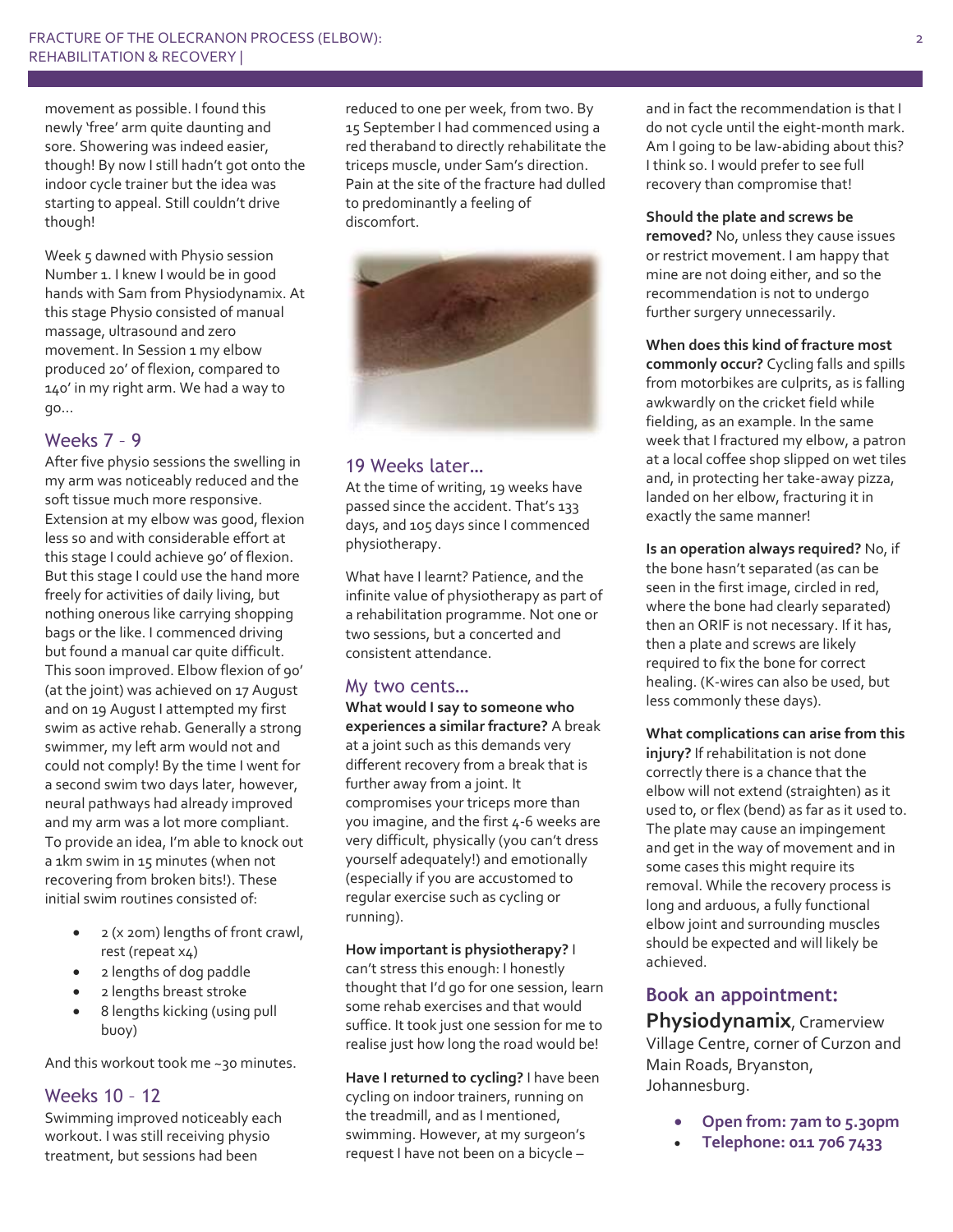movement as possible. I found this newly 'free' arm quite daunting and sore. Showering was indeed easier, though! By now I still hadn't got onto the indoor cycle trainer but the idea was starting to appeal. Still couldn't drive though!

Week 5 dawned with Physio session Number 1. I knew I would be in good hands with Sam from Physiodynamix. At this stage Physio consisted of manual massage, ultrasound and zero movement. In Session 1 my elbow produced 20' of flexion, compared to 140' in my right arm. We had a way to go…

## Weeks 7 - 9

After five physio sessions the swelling in my arm was noticeably reduced and the soft tissue much more responsive. Extension at my elbow was good, flexion less so and with considerable effort at this stage I could achieve 90' of flexion. But this stage I could use the hand more freely for activities of daily living, but nothing onerous like carrying shopping bags or the like. I commenced driving but found a manual car quite difficult. This soon improved. Elbow flexion of 90' (at the joint) was achieved on 17 August and on 19 August I attempted my first swim as active rehab. Generally a strong swimmer, my left arm would not and could not comply! By the time I went for a second swim two days later, however, neural pathways had already improved and my arm was a lot more compliant. To provide an idea, I'm able to knock out a 1km swim in 15 minutes (when not recovering from broken bits!). These initial swim routines consisted of:

- 2 (x 20m) lengths of front crawl, rest (repeat x4)
- 2 lengths of dog paddle
- 2 lengths breast stroke
- 8 lengths kicking (using pull buoy)

And this workout took me ~30 minutes.

## Weeks 10 - 12

Swimming improved noticeably each workout. I was still receiving physio treatment, but sessions had been reduced to one per week, from two. By 15 September I had commenced using a red theraband to directly rehabilitate the triceps muscle, under Sam's direction. Pain at the site of the fracture had dulled to predominantly a feeling of discomfort.

## 19 Weeks later…

At the time of writing, 19 weeks have passed since the accident. That's 133 days, and 105 days since I commenced physiotherapy.

What have I learnt? Patience, and the infinite value of physiotherapy as part of a rehabilitation programme. Not one or two sessions, but a concerted and consistent attendance.

## My two cents…

**What would I say to someone who experiences a similar fracture?** A break at a joint such as this demands very different recovery from a break that is further away from a joint. It compromises your triceps more than you imagine, and the first 4-6 weeks are very difficult, physically (you can't dress yourself adequately!) and emotionally (especially if you are accustomed to regular exercise such as cycling or running).

**How important is physiotherapy?** I can't stress this enough: I honestly thought that I'd go for one session, learn some rehab exercises and that would suffice. It took just one session for me to realise just how long the road would be!

**Have I returned to cycling?** I have been cycling on indoor trainers, running on the treadmill, and as I mentioned, swimming. However, at my surgeon's request I have not been on a bicycle – and in fact the recommendation is that I do not cycle until the eight-month mark. Am I going to be law-abiding about this? I think so. I would prefer to see full recovery than compromise that!

**Should the plate and screws be removed?** No, unless they cause issues or restrict movement. I am happy that mine are not doing either, and so the recommendation is not to undergo further surgery unnecessarily.

**When does this kind of fracture most commonly occur?** Cycling falls and spills from motorbikes are culprits, as is falling awkwardly on the cricket field while fielding, as an example. In the same week that I fractured my elbow, a patron at a local coffee shop slipped on wet tiles and, in protecting her take-away pizza, landed on her elbow, fracturing it in exactly the same manner!

**Is an operation always required?** No, if the bone hasn't separated (as can be seen in the first image, circled in red, where the bone had clearly separated) then an ORIF is not necessary. If it has, then a plate and screws are likely required to fix the bone for correct healing. (K-wires can also be used, but less commonly these days).

**What complications can arise from this injury?** If rehabilitation is not done correctly there is a chance that the elbow will not extend (straighten) as it used to, or flex (bend) as far as it used to. The plate may cause an impingement and get in the way of movement and in some cases this might require its removal. While the recovery process is long and arduous, a fully functional elbow joint and surrounding muscles should be expected and will likely be achieved.

## Book an appointment:

**Physiodynamix**, Cramerview Village Centre, corner of Curzon and Main Roads, Bryanston, Johannesburg.

- **Open from: 7am to 5.30pm**
- **Telephone: 011 706 7433**